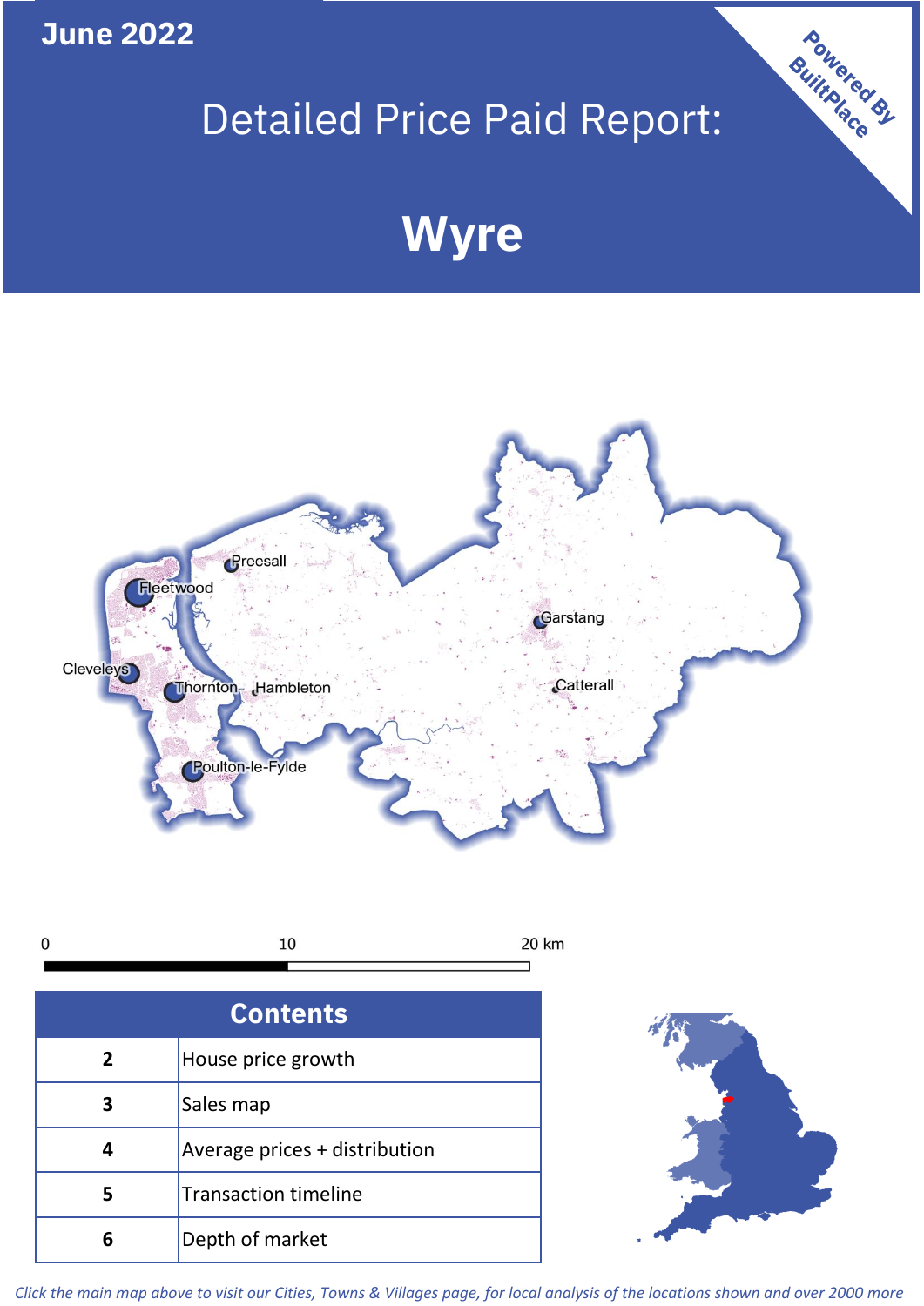June 2022

# Detailed Price Paid Report:

# Wyre

Powered By BuiltPlace

Preesall
Fleetwood
Garstang
Cleveleys
Thornton
Hambleton
Catterall
Poulton-le-Fylde

0 10 20 km

| Contents | |
|---|---|
| 2 | House price growth |
| 3 | Sales map |
| 4 | Average prices + distribution |
| 5 | Transaction timeline |
| 6 | Depth of market |

*Click the main map above to visit our Cities, Towns & Villages page, for local analysis of the locations shown and over 2000 more*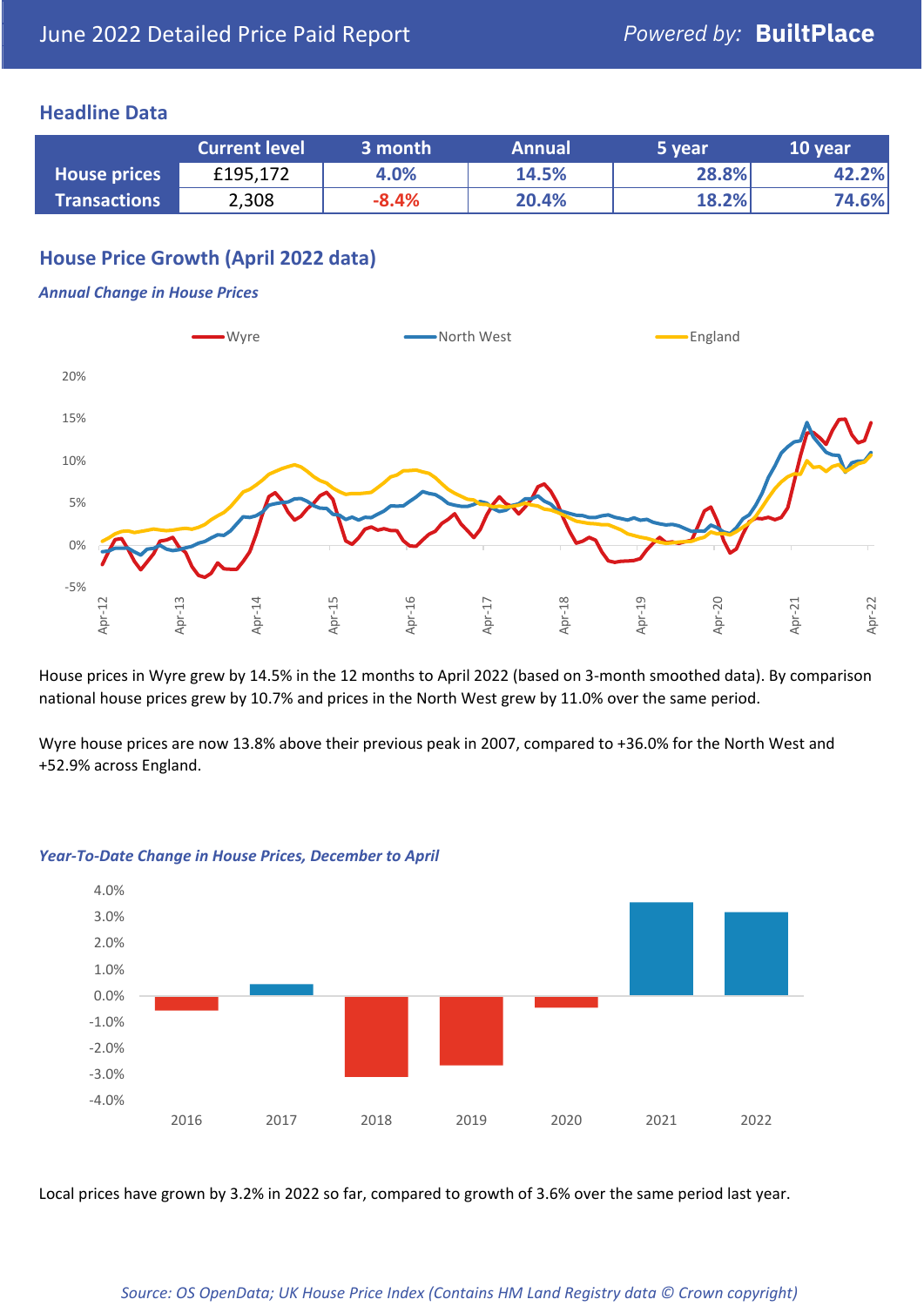June 2022 Detailed Price Paid Report — *Powered by:* **BuiltPlace**

## Headline Data

| | Current level | 3 month | Annual | 5 year | 10 year |
|---|---|---|---|---|---|
| **House prices** | £195,172 | 4.0% | 14.5% | 28.8% | 42.2% |
| **Transactions** | 2,308 | -8.4% | 20.4% | 18.2% | 74.6% |

## House Price Growth (April 2022 data)

### *Annual Change in House Prices*

House prices in Wyre grew by 14.5% in the 12 months to April 2022 (based on 3-month smoothed data). By comparison national house prices grew by 10.7% and prices in the North West grew by 11.0% over the same period.

Wyre house prices are now 13.8% above their previous peak in 2007, compared to +36.0% for the North West and +52.9% across England.

### *Year-To-Date Change in House Prices, December to April*

Local prices have grown by 3.2% in 2022 so far, compared to growth of 3.6% over the same period last year.

*Source: OS OpenData; UK House Price Index (Contains HM Land Registry data © Crown copyright)*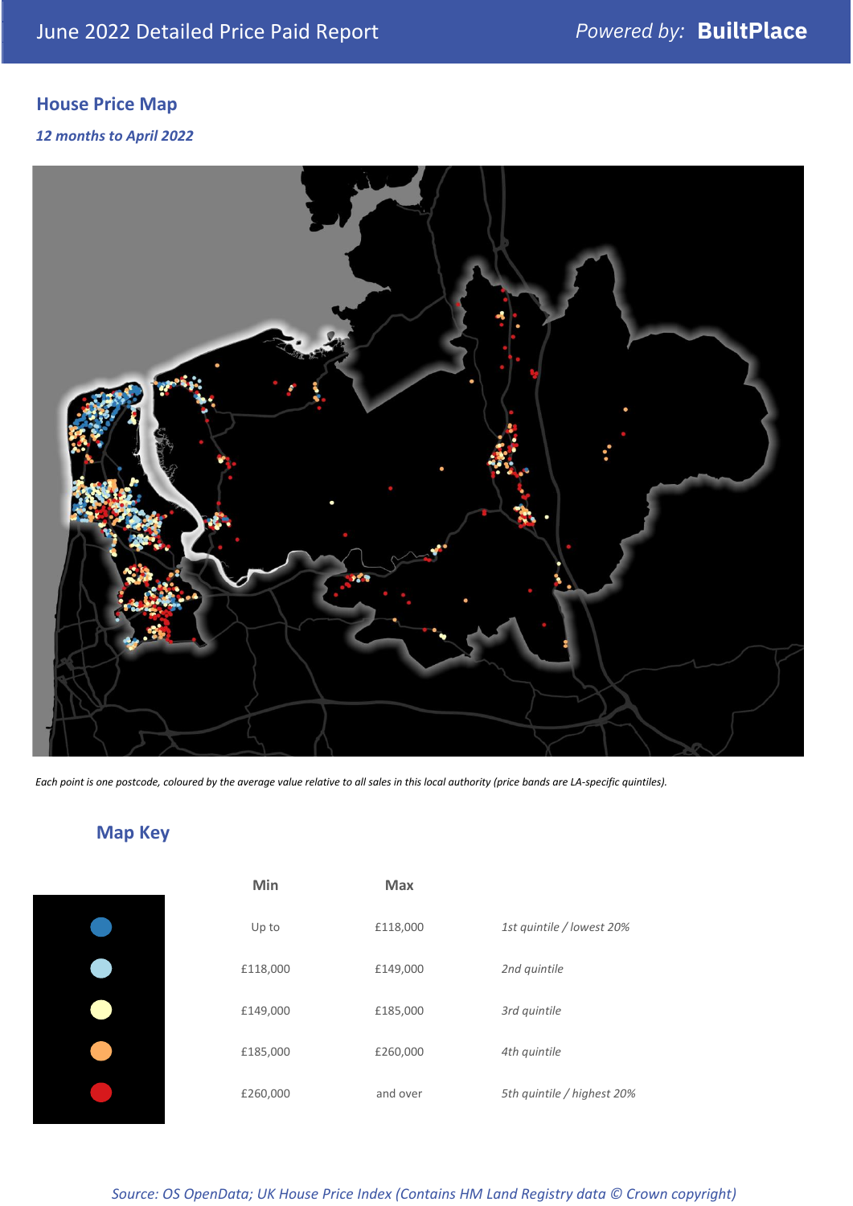## House Price Map

*12 months to April 2022*

*Each point is one postcode, coloured by the average value relative to all sales in this local authority (price bands are LA-specific quintiles).*

## Map Key

| | Min | Max | |
|---|---|---|---|
| | Up to | £118,000 | *1st quintile / lowest 20%* |
| | £118,000 | £149,000 | *2nd quintile* |
| | £149,000 | £185,000 | *3rd quintile* |
| | £185,000 | £260,000 | *4th quintile* |
| | £260,000 | and over | *5th quintile / highest 20%* |

*Source: OS OpenData; UK House Price Index (Contains HM Land Registry data © Crown copyright)*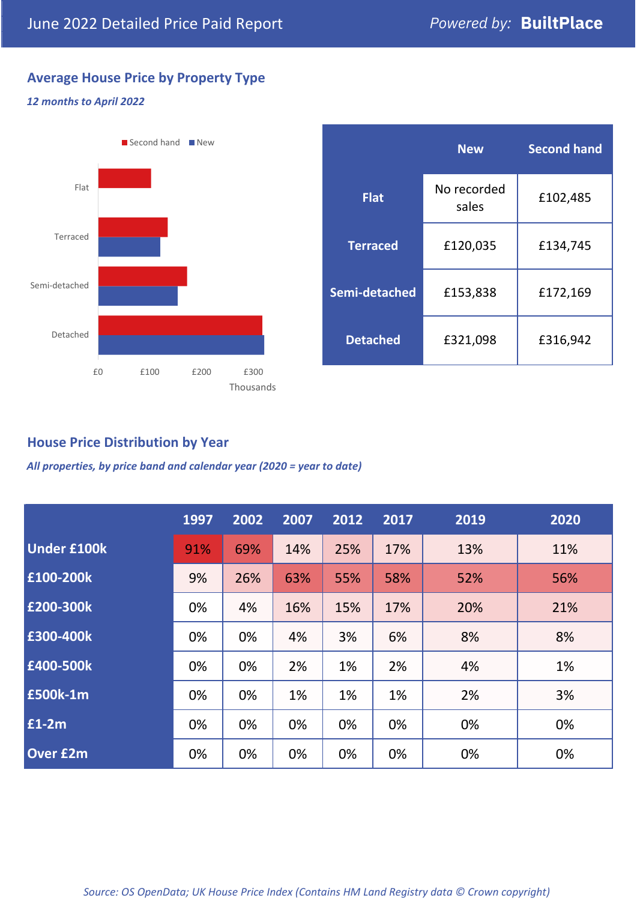June 2022 Detailed Price Paid Report

Powered by: **BuiltPlace**

## Average House Price by Property Type

*12 months to April 2022*

| | New | Second hand |
|---|---|---|
| **Flat** | No recorded sales | £102,485 |
| **Terraced** | £120,035 | £134,745 |
| **Semi-detached** | £153,838 | £172,169 |
| **Detached** | £321,098 | £316,942 |

## House Price Distribution by Year

*All properties, by price band and calendar year (2020 = year to date)*

| | 1997 | 2002 | 2007 | 2012 | 2017 | 2019 | 2020 |
|---|---|---|---|---|---|---|---|
| **Under £100k** | 91% | 69% | 14% | 25% | 17% | 13% | 11% |
| **£100-200k** | 9% | 26% | 63% | 55% | 58% | 52% | 56% |
| **£200-300k** | 0% | 4% | 16% | 15% | 17% | 20% | 21% |
| **£300-400k** | 0% | 0% | 4% | 3% | 6% | 8% | 8% |
| **£400-500k** | 0% | 0% | 2% | 1% | 2% | 4% | 1% |
| **£500k-1m** | 0% | 0% | 1% | 1% | 1% | 2% | 3% |
| **£1-2m** | 0% | 0% | 0% | 0% | 0% | 0% | 0% |
| **Over £2m** | 0% | 0% | 0% | 0% | 0% | 0% | 0% |

*Source: OS OpenData; UK House Price Index (Contains HM Land Registry data © Crown copyright)*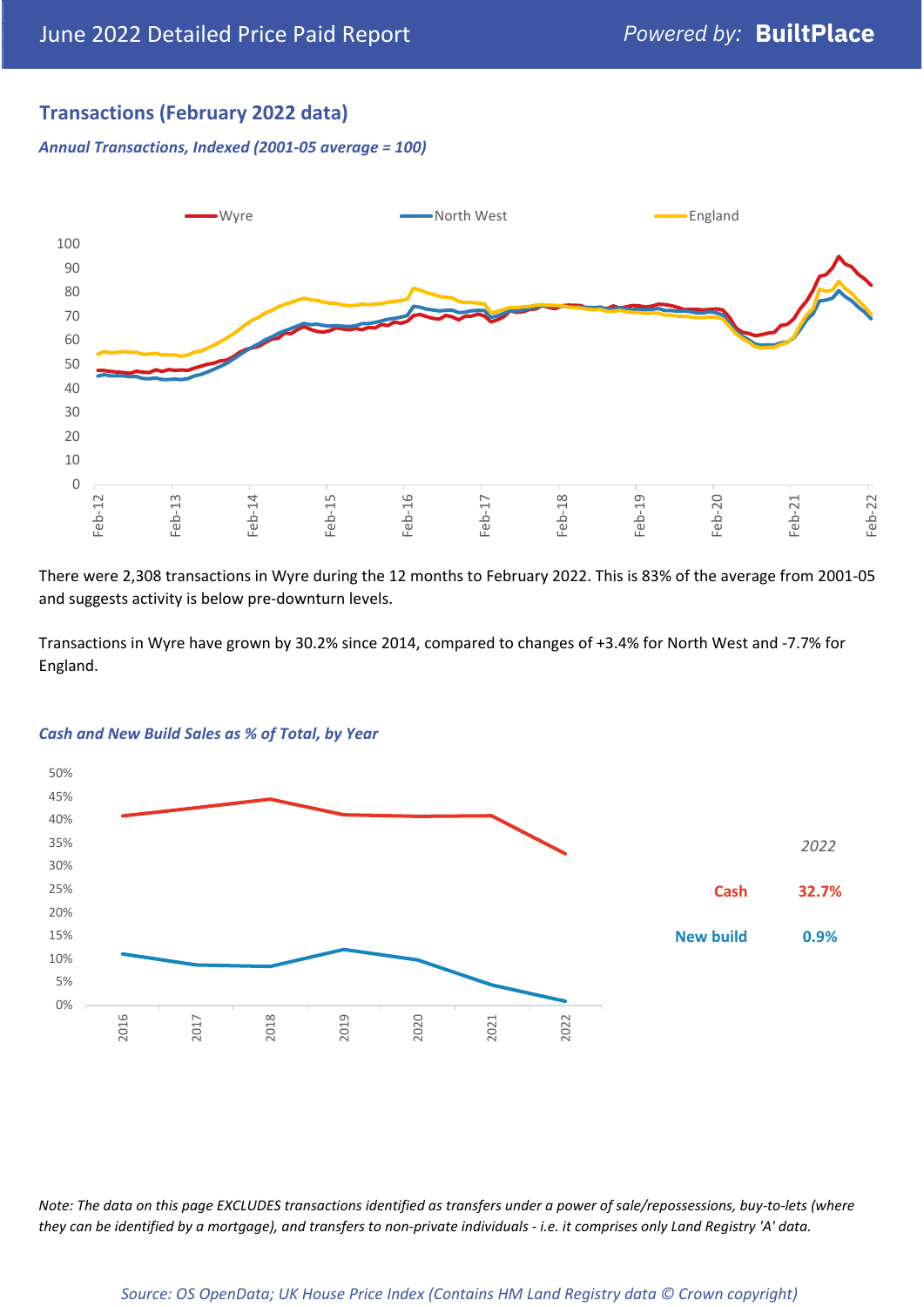## Transactions (February 2022 data)

*Annual Transactions, Indexed (2001-05 average = 100)*

There were 2,308 transactions in Wyre during the 12 months to February 2022. This is 83% of the average from 2001-05 and suggests activity is below pre-downturn levels.

Transactions in Wyre have grown by 30.2% since 2014, compared to changes of +3.4% for North West and -7.7% for England.

*Cash and New Build Sales as % of Total, by Year*

| 2022 | |
|---|---|
| Cash | 32.7% |
| New build | 0.9% |

*Note: The data on this page EXCLUDES transactions identified as transfers under a power of sale/repossessions, buy-to-lets (where they can be identified by a mortgage), and transfers to non-private individuals - i.e. it comprises only Land Registry 'A' data.*

*Source: OS OpenData; UK House Price Index (Contains HM Land Registry data © Crown copyright)*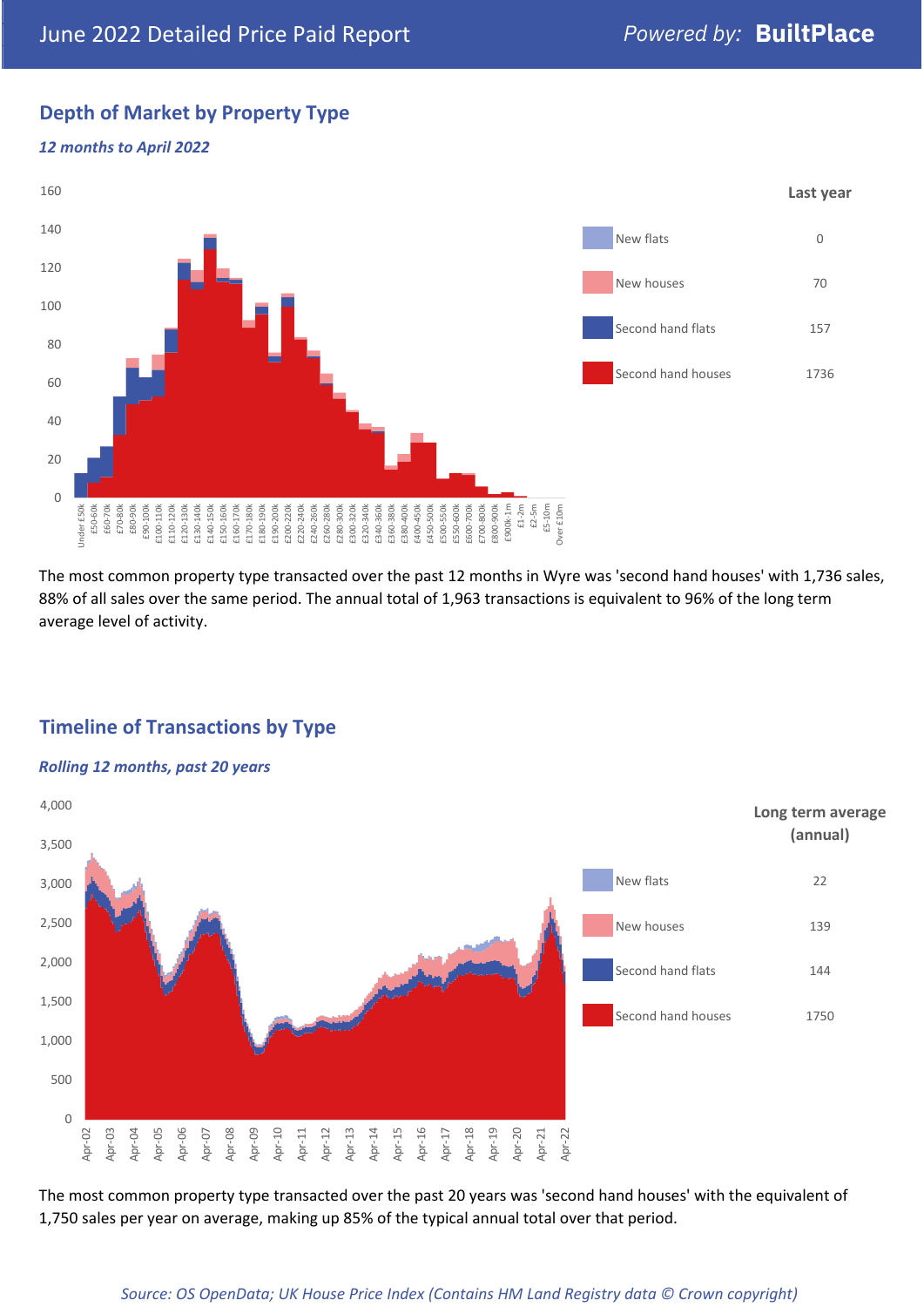June 2022 Detailed Price Paid Report

Powered by: **BuiltPlace**

## Depth of Market by Property Type

*12 months to April 2022*

160
140
120
100
80
60
40
20
0

Under £50k, £50-60k, £60-70k, £70-80k, £80-90k, £90-100k, £100-110k, £110-120k, £120-130k, £130-140k, £140-150k, £150-160k, £160-170k, £170-180k, £180-190k, £190-200k, £200-220k, £220-240k, £240-260k, £260-280k, £280-300k, £300-320k, £320-340k, £340-360k, £360-380k, £380-400k, £400-450k, £450-500k, £500-550k, £550-600k, £600-700k, £700-800k, £800-900k, £900k-1m, £1-2m, £2-5m, £5-10m, Over £10m

Last year

New flats 0
New houses 70
Second hand flats 157
Second hand houses 1736

The most common property type transacted over the past 12 months in Wyre was 'second hand houses' with 1,736 sales, 88% of all sales over the same period. The annual total of 1,963 transactions is equivalent to 96% of the long term average level of activity.

## Timeline of Transactions by Type

*Rolling 12 months, past 20 years*

4,000
3,500
3,000
2,500
2,000
1,500
1,000
500
0

Apr-02, Apr-03, Apr-04, Apr-05, Apr-06, Apr-07, Apr-08, Apr-09, Apr-10, Apr-11, Apr-12, Apr-13, Apr-14, Apr-15, Apr-16, Apr-17, Apr-18, Apr-19, Apr-20, Apr-21, Apr-22

Long term average (annual)

New flats 22
New houses 139
Second hand flats 144
Second hand houses 1750

The most common property type transacted over the past 20 years was 'second hand houses' with the equivalent of 1,750 sales per year on average, making up 85% of the typical annual total over that period.

*Source: OS OpenData; UK House Price Index (Contains HM Land Registry data © Crown copyright)*